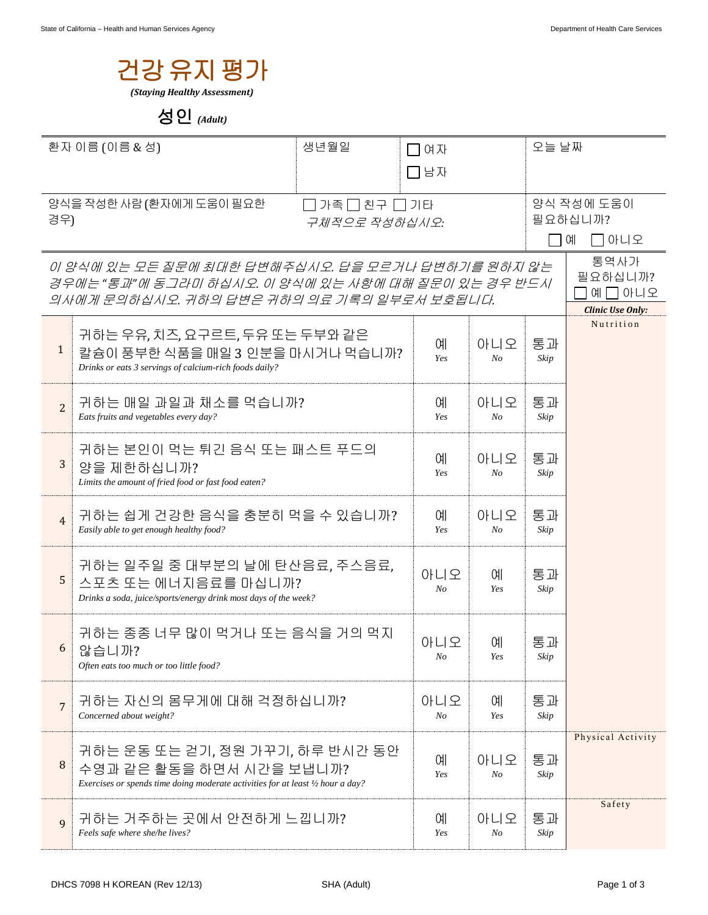# 건강 유지 평가

***(Staying Healthy Assessment)***

## 성인 *(Adult)*

| 환자 이름 (이름 & 성) | 생년월일 | ☐ 여자 ☐ 남자 | 오늘 날짜 |
|---|---|---|---|
| 양식을 작성한 사람 (환자에게 도움이 필요한 경우) | ☐ 가족 ☐ 친구 ☐ 기타 *구체적으로 작성하십시오:* | | 양식 작성에 도움이 필요하십니까? ☐ 예 ☐ 아니오 |

*이 양식에 있는 모든 질문에 최대한 답변해주십시오. 답을 모르거나 답변하기를 원하지 않는 경우에는 "통과"에 동그라미 하십시오. 이 양식에 있는 사항에 대해 질문이 있는 경우 반드시 의사에게 문의하십시오. 귀하의 답변은 귀하의 의료 기록의 일부로서 보호됩니다.*

통역사가 필요하십니까? ☐ 예 ☐ 아니오

| # | 질문 | | | | ***Clinic Use Only:*** |
|---|---|---|---|---|---|
| 1 | 귀하는 우유, 치즈, 요구르트, 두유 또는 두부와 같은 칼슘이 풍부한 식품을 매일 3 인분을 마시거나 먹습니까? *Drinks or eats 3 servings of calcium-rich foods daily?* | 예 *Yes* | 아니오 *No* | 통과 *Skip* | Nutrition |
| 2 | 귀하는 매일 과일과 채소를 먹습니까? *Eats fruits and vegetables every day?* | 예 *Yes* | 아니오 *No* | 통과 *Skip* | |
| 3 | 귀하는 본인이 먹는 튀긴 음식 또는 패스트 푸드의 양을 제한하십니까? *Limits the amount of fried food or fast food eaten?* | 예 *Yes* | 아니오 *No* | 통과 *Skip* | |
| 4 | 귀하는 쉽게 건강한 음식을 충분히 먹을 수 있습니까? *Easily able to get enough healthy food?* | 예 *Yes* | 아니오 *No* | 통과 *Skip* | |
| 5 | 귀하는 일주일 중 대부분의 날에 탄산음료, 주스음료, 스포츠 또는 에너지음료를 마십니까? *Drinks a soda, juice/sports/energy drink most days of the week?* | 아니오 *No* | 예 *Yes* | 통과 *Skip* | |
| 6 | 귀하는 종종 너무 많이 먹거나 또는 음식을 거의 먹지 않습니까? *Often eats too much or too little food?* | 아니오 *No* | 예 *Yes* | 통과 *Skip* | |
| 7 | 귀하는 자신의 몸무게에 대해 걱정하십니까? *Concerned about weight?* | 아니오 *No* | 예 *Yes* | 통과 *Skip* | |
| 8 | 귀하는 운동 또는 걷기, 정원 가꾸기, 하루 반시간 동안 수영과 같은 활동을 하면서 시간을 보냅니까? *Exercises or spends time doing moderate activities for at least ½ hour a day?* | 예 *Yes* | 아니오 *No* | 통과 *Skip* | Physical Activity |
| 9 | 귀하는 거주하는 곳에서 안전하게 느낍니까? *Feels safe where she/he lives?* | 예 *Yes* | 아니오 *No* | 통과 *Skip* | Safety |

DHCS 7098 H KOREAN (Rev 12/13) SHA (Adult)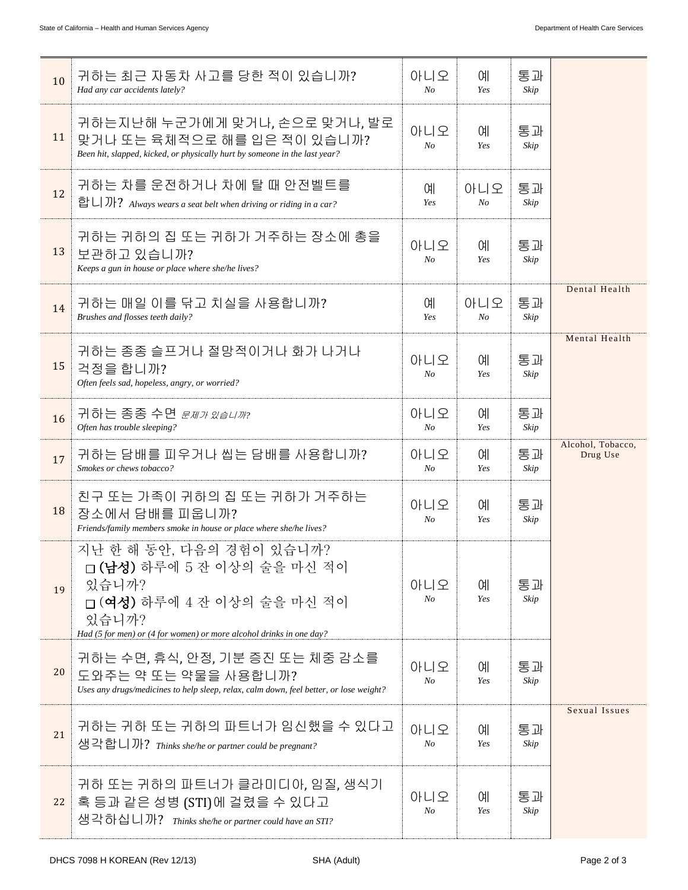| # | Question | | | | Category |
|---|---|---|---|---|---|
| 10 | 귀하는 최근 자동차 사고를 당한 적이 있습니까?<br>*Had any car accidents lately?* | 아니오<br>*No* | 예<br>*Yes* | 통과<br>*Skip* | |
| 11 | 귀하는지난해 누군가에게 맞거나, 손으로 맞거나, 발로 맞거나 또는 육체적으로 해를 입은 적이 있습니까?<br>*Been hit, slapped, kicked, or physically hurt by someone in the last year?* | 아니오<br>*No* | 예<br>*Yes* | 통과<br>*Skip* | |
| 12 | 귀하는 차를 운전하거나 차에 탈 때 안전벨트를 합니까? *Always wears a seat belt when driving or riding in a car?* | 예<br>*Yes* | 아니오<br>*No* | 통과<br>*Skip* | |
| 13 | 귀하는 귀하의 집 또는 귀하가 거주하는 장소에 총을 보관하고 있습니까?<br>*Keeps a gun in house or place where she/he lives?* | 아니오<br>*No* | 예<br>*Yes* | 통과<br>*Skip* | |
| 14 | 귀하는 매일 이를 닦고 치실을 사용합니까?<br>*Brushes and flosses teeth daily?* | 예<br>*Yes* | 아니오<br>*No* | 통과<br>*Skip* | Dental Health |
| 15 | 귀하는 종종 슬프거나 절망적이거나 화가 나거나 걱정을 합니까?<br>*Often feels sad, hopeless, angry, or worried?* | 아니오<br>*No* | 예<br>*Yes* | 통과<br>*Skip* | Mental Health |
| 16 | 귀하는 종종 수면 *문제가 있습니까?*<br>*Often has trouble sleeping?* | 아니오<br>*No* | 예<br>*Yes* | 통과<br>*Skip* | |
| 17 | 귀하는 담배를 피우거나 씹는 담배를 사용합니까?<br>*Smokes or chews tobacco?* | 아니오<br>*No* | 예<br>*Yes* | 통과<br>*Skip* | Alcohol, Tobacco, Drug Use |
| 18 | 친구 또는 가족이 귀하의 집 또는 귀하가 거주하는 장소에서 담배를 피웁니까?<br>*Friends/family members smoke in house or place where she/he lives?* | 아니오<br>*No* | 예<br>*Yes* | 통과<br>*Skip* | |
| 19 | 지난 한 해 동안, 다음의 경험이 있습니까?<br>□ **(남성)** 하루에 5 잔 이상의 술을 마신 적이 있습니까?<br>□ **(여성)** 하루에 4 잔 이상의 술을 마신 적이 있습니까?<br>*Had (5 for men) or (4 for women) or more alcohol drinks in one day?* | 아니오<br>*No* | 예<br>*Yes* | 통과<br>*Skip* | |
| 20 | 귀하는 수면, 휴식, 안정, 기분 증진 또는 체중 감소를 도와주는 약 또는 약물을 사용합니까?<br>*Uses any drugs/medicines to help sleep, relax, calm down, feel better, or lose weight?* | 아니오<br>*No* | 예<br>*Yes* | 통과<br>*Skip* | |
| 21 | 귀하는 귀하 또는 귀하의 파트너가 임신했을 수 있다고 생각합니까? *Thinks she/he or partner could be pregnant?* | 아니오<br>*No* | 예<br>*Yes* | 통과<br>*Skip* | Sexual Issues |
| 22 | 귀하 또는 귀하의 파트너가 클라미디아, 임질, 생식기 혹 등과 같은 성병 (STI)에 걸렸을 수 있다고 생각하십니까? *Thinks she/he or partner could have an STI?* | 아니오<br>*No* | 예<br>*Yes* | 통과<br>*Skip* | |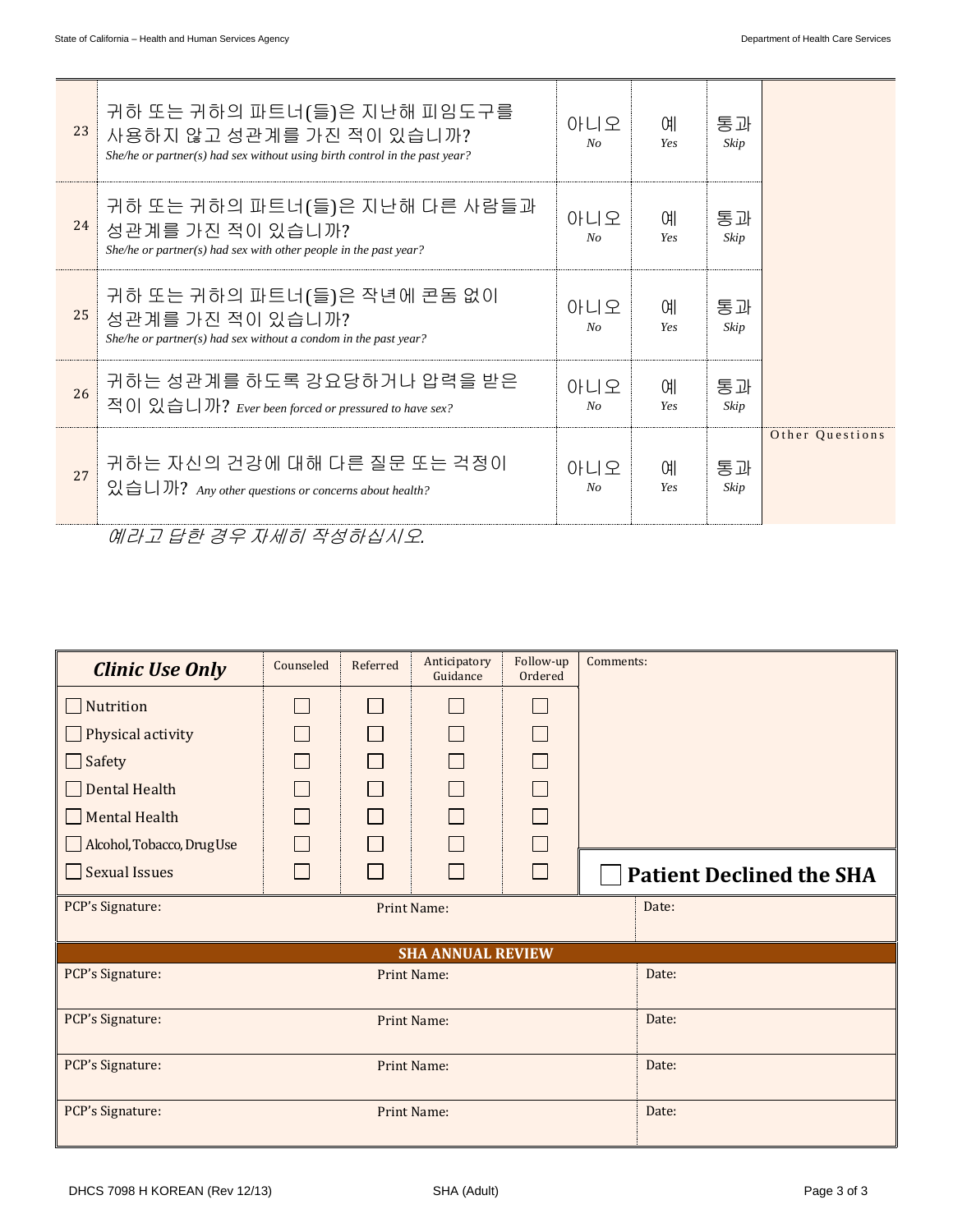| | | | | | |
|---|---|---|---|---|---|
| 23 | 귀하 또는 귀하의 파트너(들)은 지난해 피임도구를 사용하지 않고 성관계를 가진 적이 있습니까? *She/he or partner(s) had sex without using birth control in the past year?* | 아니오 *No* | 예 *Yes* | 통과 *Skip* | |
| 24 | 귀하 또는 귀하의 파트너(들)은 지난해 다른 사람들과 성관계를 가진 적이 있습니까? *She/he or partner(s) had sex with other people in the past year?* | 아니오 *No* | 예 *Yes* | 통과 *Skip* | |
| 25 | 귀하 또는 귀하의 파트너(들)은 작년에 콘돔 없이 성관계를 가진 적이 있습니까? *She/he or partner(s) had sex without a condom in the past year?* | 아니오 *No* | 예 *Yes* | 통과 *Skip* | |
| 26 | 귀하는 성관계를 하도록 강요당하거나 압력을 받은 적이 있습니까? *Ever been forced or pressured to have sex?* | 아니오 *No* | 예 *Yes* | 통과 *Skip* | |
| 27 | 귀하는 자신의 건강에 대해 다른 질문 또는 걱정이 있습니까? *Any other questions or concerns about health?* | 아니오 *No* | 예 *Yes* | 통과 *Skip* | Other Questions |

*예라고 답한 경우 자세히 작성하십시오.*

| ***Clinic Use Only*** | Counseled | Referred | Anticipatory Guidance | Follow-up Ordered | Comments: |
|---|---|---|---|---|---|
| ☐ Nutrition | ☐ | ☐ | ☐ | ☐ | |
| ☐ Physical activity | ☐ | ☐ | ☐ | ☐ | |
| ☐ Safety | ☐ | ☐ | ☐ | ☐ | |
| ☐ Dental Health | ☐ | ☐ | ☐ | ☐ | |
| ☐ Mental Health | ☐ | ☐ | ☐ | ☐ | |
| ☐ Alcohol, Tobacco, Drug Use | ☐ | ☐ | ☐ | ☐ | |
| ☐ Sexual Issues | ☐ | ☐ | ☐ | ☐ | ☐ **Patient Declined the SHA** |

| | | |
|---|---|---|
| PCP's Signature: | Print Name: | Date: |

| **SHA ANNUAL REVIEW** | | |
|---|---|---|
| PCP's Signature: | Print Name: | Date: |
| PCP's Signature: | Print Name: | Date: |
| PCP's Signature: | Print Name: | Date: |
| PCP's Signature: | Print Name: | Date: |